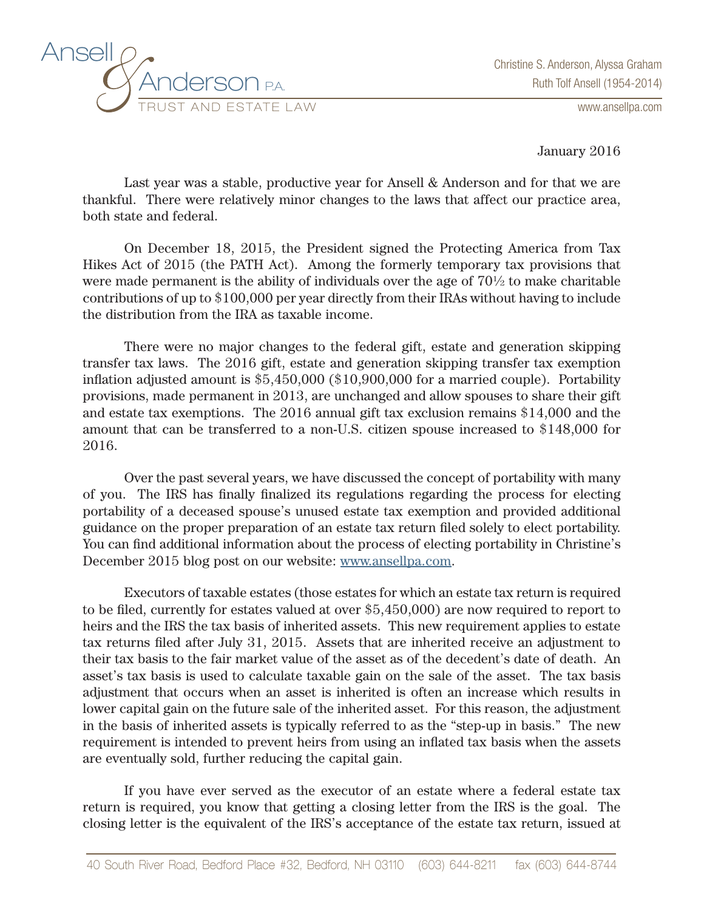Ansell & Anderson P.A.
TRUST AND ESTATE LAW

Christine S. Anderson, Alyssa Graham
Ruth Tolf Ansell (1954-2014)
www.ansellpa.com

January 2016

Last year was a stable, productive year for Ansell & Anderson and for that we are thankful. There were relatively minor changes to the laws that affect our practice area, both state and federal.

On December 18, 2015, the President signed the Protecting America from Tax Hikes Act of 2015 (the PATH Act). Among the formerly temporary tax provisions that were made permanent is the ability of individuals over the age of 70½ to make charitable contributions of up to $100,000 per year directly from their IRAs without having to include the distribution from the IRA as taxable income.

There were no major changes to the federal gift, estate and generation skipping transfer tax laws. The 2016 gift, estate and generation skipping transfer tax exemption inflation adjusted amount is $5,450,000 ($10,900,000 for a married couple). Portability provisions, made permanent in 2013, are unchanged and allow spouses to share their gift and estate tax exemptions. The 2016 annual gift tax exclusion remains $14,000 and the amount that can be transferred to a non-U.S. citizen spouse increased to $148,000 for 2016.

Over the past several years, we have discussed the concept of portability with many of you. The IRS has finally finalized its regulations regarding the process for electing portability of a deceased spouse's unused estate tax exemption and provided additional guidance on the proper preparation of an estate tax return filed solely to elect portability. You can find additional information about the process of electing portability in Christine's December 2015 blog post on our website: www.ansellpa.com.

Executors of taxable estates (those estates for which an estate tax return is required to be filed, currently for estates valued at over $5,450,000) are now required to report to heirs and the IRS the tax basis of inherited assets. This new requirement applies to estate tax returns filed after July 31, 2015. Assets that are inherited receive an adjustment to their tax basis to the fair market value of the asset as of the decedent's date of death. An asset's tax basis is used to calculate taxable gain on the sale of the asset. The tax basis adjustment that occurs when an asset is inherited is often an increase which results in lower capital gain on the future sale of the inherited asset. For this reason, the adjustment in the basis of inherited assets is typically referred to as the "step-up in basis." The new requirement is intended to prevent heirs from using an inflated tax basis when the assets are eventually sold, further reducing the capital gain.

If you have ever served as the executor of an estate where a federal estate tax return is required, you know that getting a closing letter from the IRS is the goal. The closing letter is the equivalent of the IRS's acceptance of the estate tax return, issued at

40 South River Road, Bedford Place #32, Bedford, NH 03110 (603) 644-8211 fax (603) 644-8744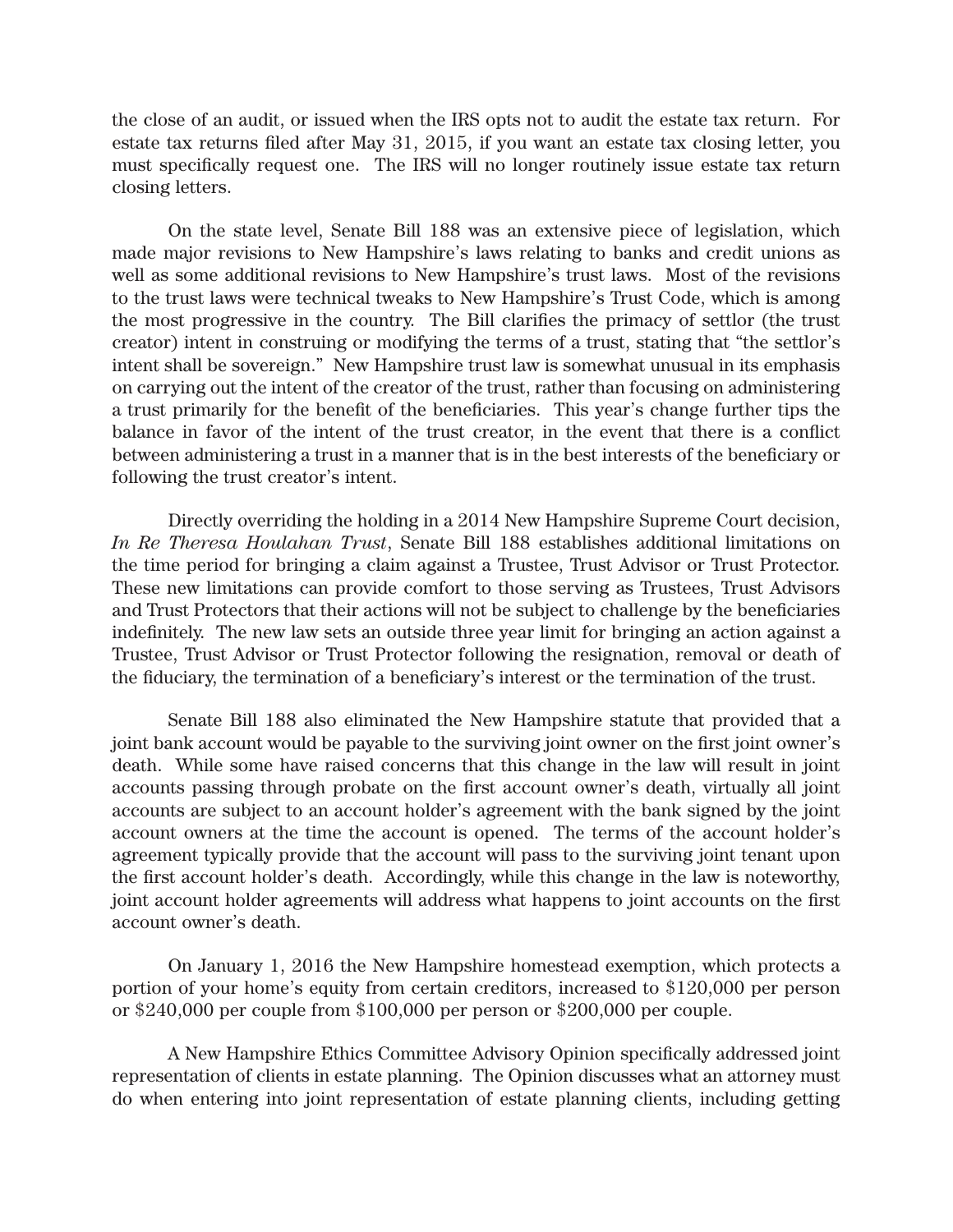the close of an audit, or issued when the IRS opts not to audit the estate tax return. For estate tax returns filed after May 31, 2015, if you want an estate tax closing letter, you must specifically request one. The IRS will no longer routinely issue estate tax return closing letters.

On the state level, Senate Bill 188 was an extensive piece of legislation, which made major revisions to New Hampshire's laws relating to banks and credit unions as well as some additional revisions to New Hampshire's trust laws. Most of the revisions to the trust laws were technical tweaks to New Hampshire's Trust Code, which is among the most progressive in the country. The Bill clarifies the primacy of settlor (the trust creator) intent in construing or modifying the terms of a trust, stating that "the settlor's intent shall be sovereign." New Hampshire trust law is somewhat unusual in its emphasis on carrying out the intent of the creator of the trust, rather than focusing on administering a trust primarily for the benefit of the beneficiaries. This year's change further tips the balance in favor of the intent of the trust creator, in the event that there is a conflict between administering a trust in a manner that is in the best interests of the beneficiary or following the trust creator's intent.

Directly overriding the holding in a 2014 New Hampshire Supreme Court decision, *In Re Theresa Houlahan Trust*, Senate Bill 188 establishes additional limitations on the time period for bringing a claim against a Trustee, Trust Advisor or Trust Protector. These new limitations can provide comfort to those serving as Trustees, Trust Advisors and Trust Protectors that their actions will not be subject to challenge by the beneficiaries indefinitely. The new law sets an outside three year limit for bringing an action against a Trustee, Trust Advisor or Trust Protector following the resignation, removal or death of the fiduciary, the termination of a beneficiary's interest or the termination of the trust.

Senate Bill 188 also eliminated the New Hampshire statute that provided that a joint bank account would be payable to the surviving joint owner on the first joint owner's death. While some have raised concerns that this change in the law will result in joint accounts passing through probate on the first account owner's death, virtually all joint accounts are subject to an account holder's agreement with the bank signed by the joint account owners at the time the account is opened. The terms of the account holder's agreement typically provide that the account will pass to the surviving joint tenant upon the first account holder's death. Accordingly, while this change in the law is noteworthy, joint account holder agreements will address what happens to joint accounts on the first account owner's death.

On January 1, 2016 the New Hampshire homestead exemption, which protects a portion of your home's equity from certain creditors, increased to $120,000 per person or $240,000 per couple from $100,000 per person or $200,000 per couple.

A New Hampshire Ethics Committee Advisory Opinion specifically addressed joint representation of clients in estate planning. The Opinion discusses what an attorney must do when entering into joint representation of estate planning clients, including getting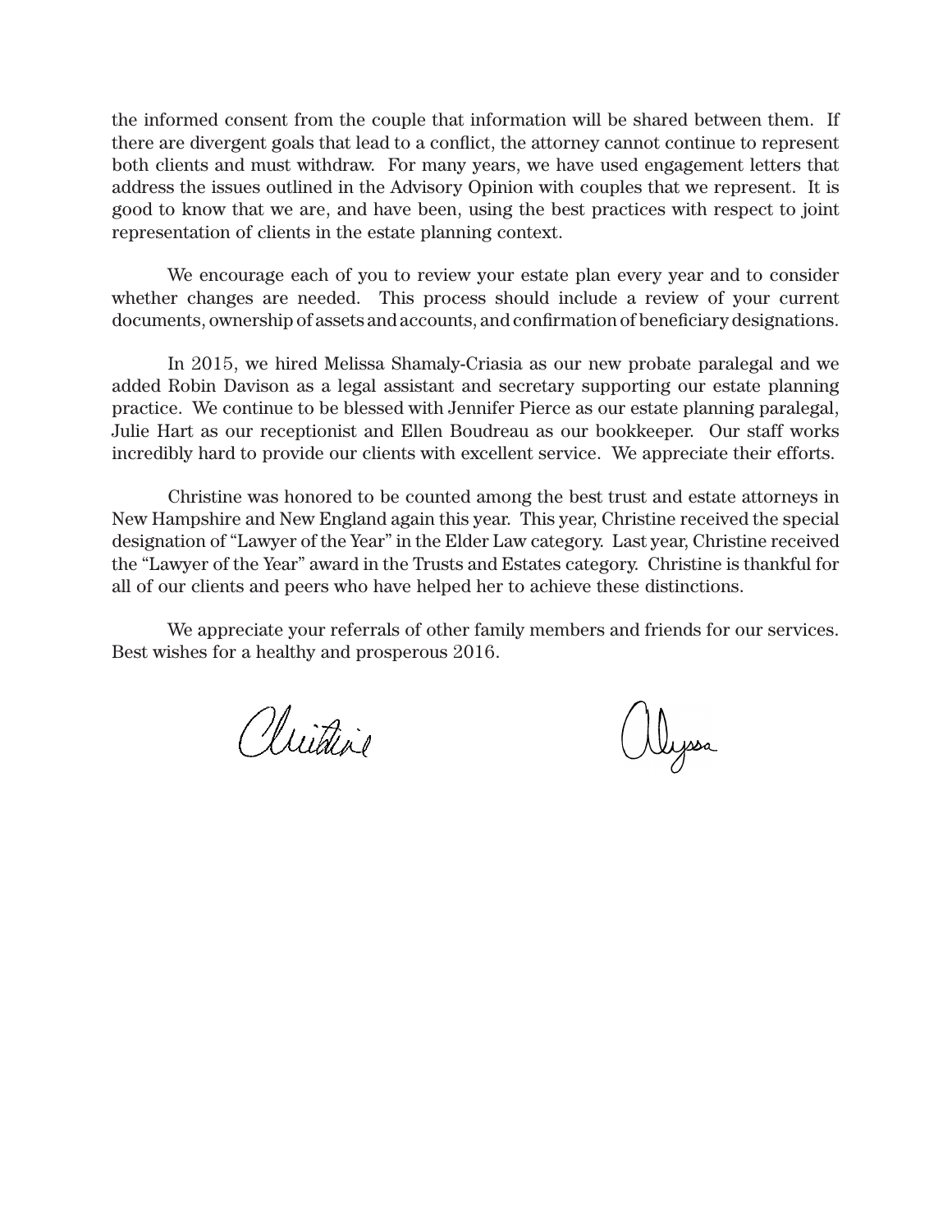the informed consent from the couple that information will be shared between them. If there are divergent goals that lead to a conflict, the attorney cannot continue to represent both clients and must withdraw. For many years, we have used engagement letters that address the issues outlined in the Advisory Opinion with couples that we represent. It is good to know that we are, and have been, using the best practices with respect to joint representation of clients in the estate planning context.

We encourage each of you to review your estate plan every year and to consider whether changes are needed. This process should include a review of your current documents, ownership of assets and accounts, and confirmation of beneficiary designations.

In 2015, we hired Melissa Shamaly-Criasia as our new probate paralegal and we added Robin Davison as a legal assistant and secretary supporting our estate planning practice. We continue to be blessed with Jennifer Pierce as our estate planning paralegal, Julie Hart as our receptionist and Ellen Boudreau as our bookkeeper. Our staff works incredibly hard to provide our clients with excellent service. We appreciate their efforts.

Christine was honored to be counted among the best trust and estate attorneys in New Hampshire and New England again this year. This year, Christine received the special designation of "Lawyer of the Year" in the Elder Law category. Last year, Christine received the "Lawyer of the Year" award in the Trusts and Estates category. Christine is thankful for all of our clients and peers who have helped her to achieve these distinctions.

We appreciate your referrals of other family members and friends for our services. Best wishes for a healthy and prosperous 2016.

Christine                                        Alyssa